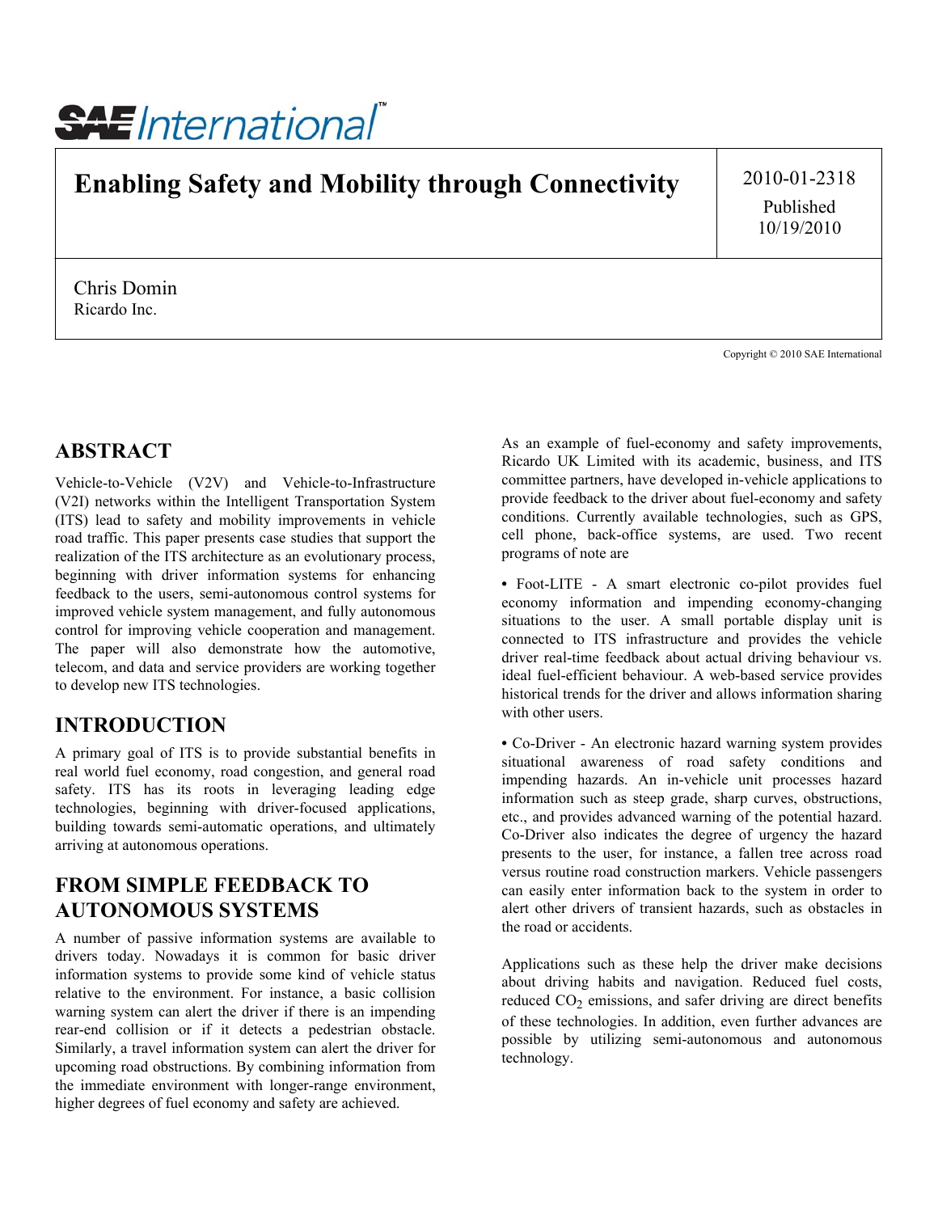SAE International

# Enabling Safety and Mobility through Connectivity

2010-01-2318

Published 10/19/2010

Chris Domin
Ricardo Inc.

Copyright © 2010 SAE International

## ABSTRACT

Vehicle-to-Vehicle (V2V) and Vehicle-to-Infrastructure (V2I) networks within the Intelligent Transportation System (ITS) lead to safety and mobility improvements in vehicle road traffic. This paper presents case studies that support the realization of the ITS architecture as an evolutionary process, beginning with driver information systems for enhancing feedback to the users, semi-autonomous control systems for improved vehicle system management, and fully autonomous control for improving vehicle cooperation and management. The paper will also demonstrate how the automotive, telecom, and data and service providers are working together to develop new ITS technologies.

## INTRODUCTION

A primary goal of ITS is to provide substantial benefits in real world fuel economy, road congestion, and general road safety. ITS has its roots in leveraging leading edge technologies, beginning with driver-focused applications, building towards semi-automatic operations, and ultimately arriving at autonomous operations.

## FROM SIMPLE FEEDBACK TO AUTONOMOUS SYSTEMS

A number of passive information systems are available to drivers today. Nowadays it is common for basic driver information systems to provide some kind of vehicle status relative to the environment. For instance, a basic collision warning system can alert the driver if there is an impending rear-end collision or if it detects a pedestrian obstacle. Similarly, a travel information system can alert the driver for upcoming road obstructions. By combining information from the immediate environment with longer-range environment, higher degrees of fuel economy and safety are achieved.

As an example of fuel-economy and safety improvements, Ricardo UK Limited with its academic, business, and ITS committee partners, have developed in-vehicle applications to provide feedback to the driver about fuel-economy and safety conditions. Currently available technologies, such as GPS, cell phone, back-office systems, are used. Two recent programs of note are

- Foot-LITE - A smart electronic co-pilot provides fuel economy information and impending economy-changing situations to the user. A small portable display unit is connected to ITS infrastructure and provides the vehicle driver real-time feedback about actual driving behaviour vs. ideal fuel-efficient behaviour. A web-based service provides historical trends for the driver and allows information sharing with other users.

- Co-Driver - An electronic hazard warning system provides situational awareness of road safety conditions and impending hazards. An in-vehicle unit processes hazard information such as steep grade, sharp curves, obstructions, etc., and provides advanced warning of the potential hazard. Co-Driver also indicates the degree of urgency the hazard presents to the user, for instance, a fallen tree across road versus routine road construction markers. Vehicle passengers can easily enter information back to the system in order to alert other drivers of transient hazards, such as obstacles in the road or accidents.

Applications such as these help the driver make decisions about driving habits and navigation. Reduced fuel costs, reduced $CO_2$ emissions, and safer driving are direct benefits of these technologies. In addition, even further advances are possible by utilizing semi-autonomous and autonomous technology.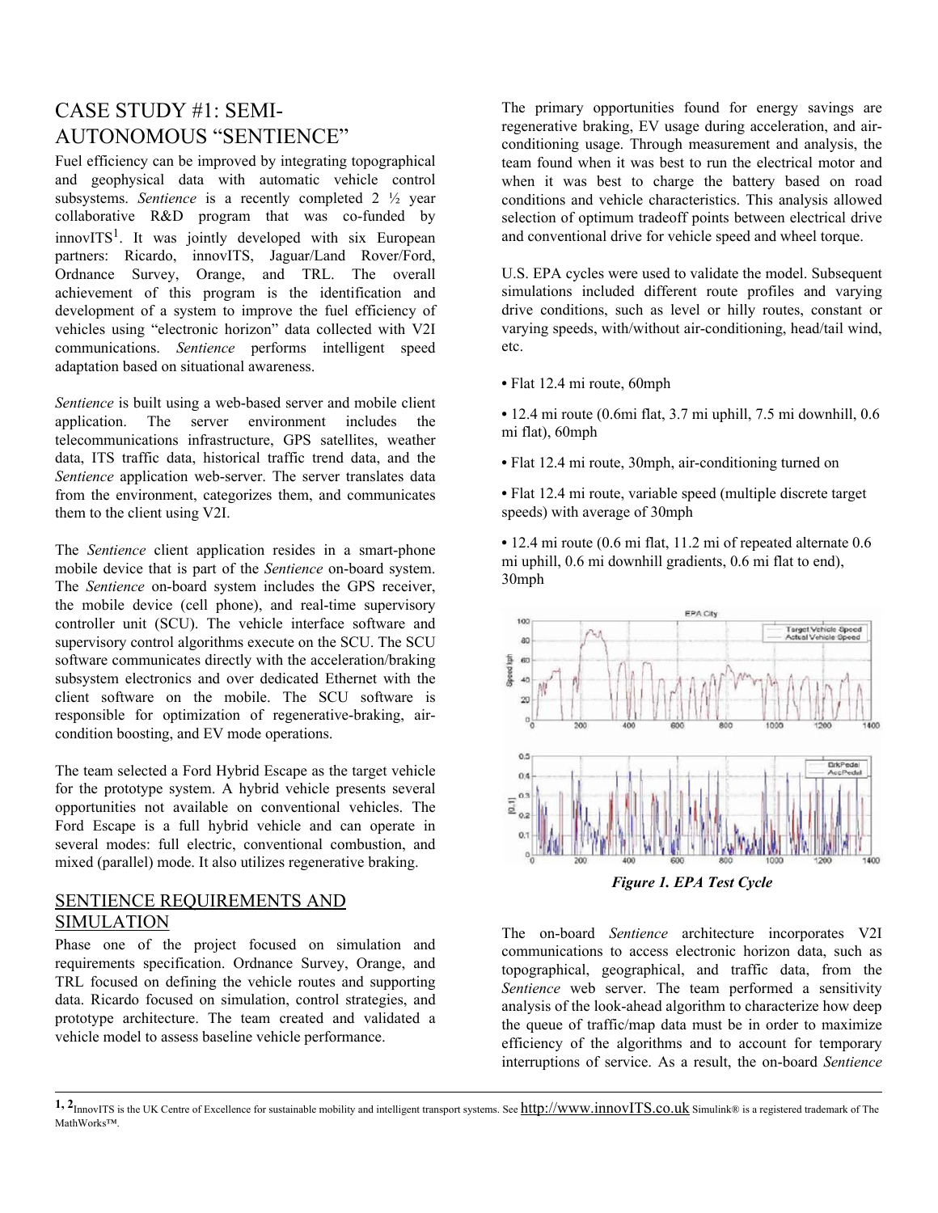# CASE STUDY #1: SEMI-AUTONOMOUS "SENTIENCE"

Fuel efficiency can be improved by integrating topographical and geophysical data with automatic vehicle control subsystems. *Sentience* is a recently completed 2 ½ year collaborative R&D program that was co-funded by innovITS[1]. It was jointly developed with six European partners: Ricardo, innovITS, Jaguar/Land Rover/Ford, Ordnance Survey, Orange, and TRL. The overall achievement of this program is the identification and development of a system to improve the fuel efficiency of vehicles using "electronic horizon" data collected with V2I communications. *Sentience* performs intelligent speed adaptation based on situational awareness.

*Sentience* is built using a web-based server and mobile client application. The server environment includes the telecommunications infrastructure, GPS satellites, weather data, ITS traffic data, historical traffic trend data, and the *Sentience* application web-server. The server translates data from the environment, categorizes them, and communicates them to the client using V2I.

The *Sentience* client application resides in a smart-phone mobile device that is part of the *Sentience* on-board system. The *Sentience* on-board system includes the GPS receiver, the mobile device (cell phone), and real-time supervisory controller unit (SCU). The vehicle interface software and supervisory control algorithms execute on the SCU. The SCU software communicates directly with the acceleration/braking subsystem electronics and over dedicated Ethernet with the client software on the mobile. The SCU software is responsible for optimization of regenerative-braking, air-condition boosting, and EV mode operations.

The team selected a Ford Hybrid Escape as the target vehicle for the prototype system. A hybrid vehicle presents several opportunities not available on conventional vehicles. The Ford Escape is a full hybrid vehicle and can operate in several modes: full electric, conventional combustion, and mixed (parallel) mode. It also utilizes regenerative braking.

## SENTIENCE REQUIREMENTS AND SIMULATION

Phase one of the project focused on simulation and requirements specification. Ordnance Survey, Orange, and TRL focused on defining the vehicle routes and supporting data. Ricardo focused on simulation, control strategies, and prototype architecture. The team created and validated a vehicle model to assess baseline vehicle performance.

The primary opportunities found for energy savings are regenerative braking, EV usage during acceleration, and air-conditioning usage. Through measurement and analysis, the team found when it was best to run the electrical motor and when it was best to charge the battery based on road conditions and vehicle characteristics. This analysis allowed selection of optimum tradeoff points between electrical drive and conventional drive for vehicle speed and wheel torque.

U.S. EPA cycles were used to validate the model. Subsequent simulations included different route profiles and varying drive conditions, such as level or hilly routes, constant or varying speeds, with/without air-conditioning, head/tail wind, etc.

- Flat 12.4 mi route, 60mph
- 12.4 mi route (0.6mi flat, 3.7 mi uphill, 7.5 mi downhill, 0.6 mi flat), 60mph
- Flat 12.4 mi route, 30mph, air-conditioning turned on
- Flat 12.4 mi route, variable speed (multiple discrete target speeds) with average of 30mph
- 12.4 mi route (0.6 mi flat, 11.2 mi of repeated alternate 0.6 mi uphill, 0.6 mi downhill gradients, 0.6 mi flat to end), 30mph

***Figure 1. EPA Test Cycle***

The on-board *Sentience* architecture incorporates V2I communications to access electronic horizon data, such as topographical, geographical, and traffic data, from the *Sentience* web server. The team performed a sensitivity analysis of the look-ahead algorithm to characterize how deep the queue of traffic/map data must be in order to maximize efficiency of the algorithms and to account for temporary interruptions of service. As a result, the on-board *Sentience*

---

[1, 2] InnovITS is the UK Centre of Excellence for sustainable mobility and intelligent transport systems. See http://www.innovITS.co.uk Simulink® is a registered trademark of The MathWorks™.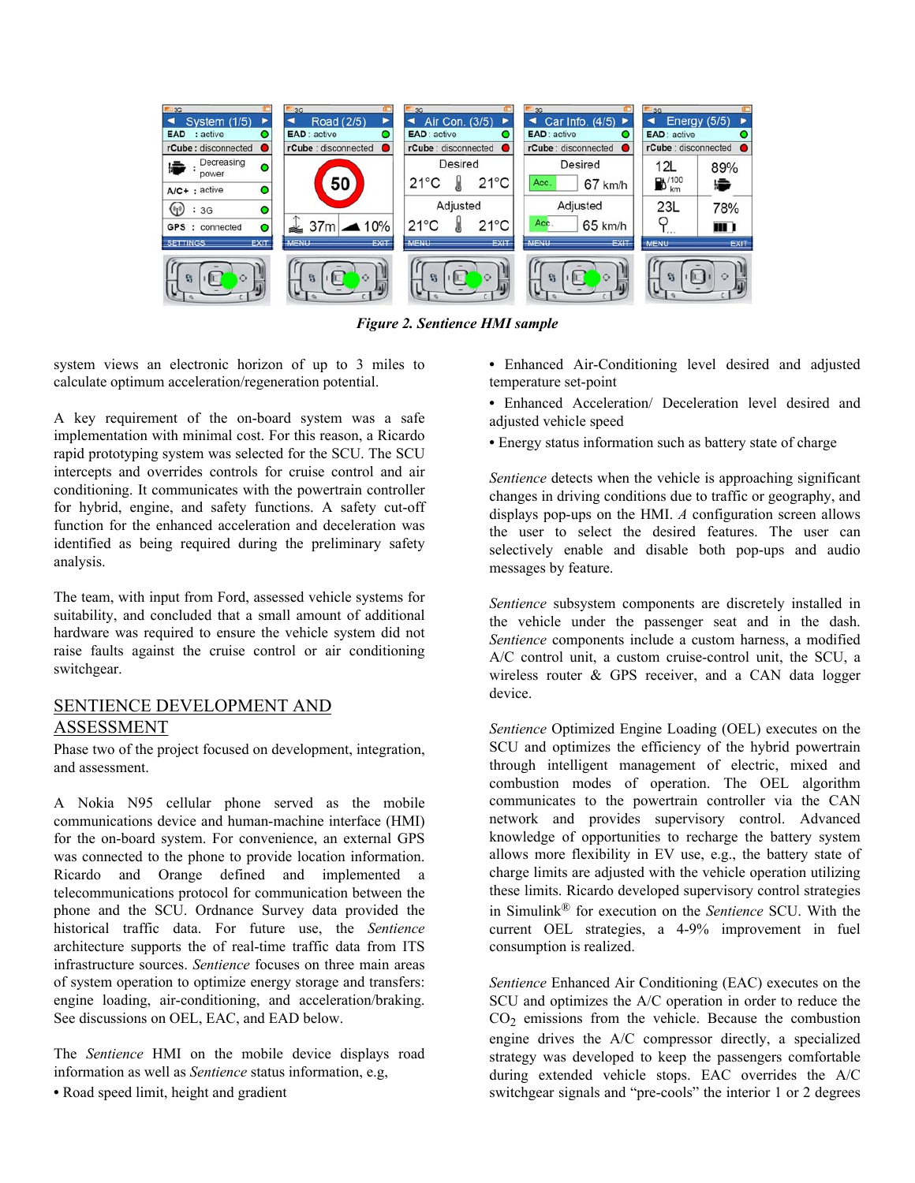Figure 2. Sentience HMI sample

system views an electronic horizon of up to 3 miles to calculate optimum acceleration/regeneration potential.

A key requirement of the on-board system was a safe implementation with minimal cost. For this reason, a Ricardo rapid prototyping system was selected for the SCU. The SCU intercepts and overrides controls for cruise control and air conditioning. It communicates with the powertrain controller for hybrid, engine, and safety functions. A safety cut-off function for the enhanced acceleration and deceleration was identified as being required during the preliminary safety analysis.

The team, with input from Ford, assessed vehicle systems for suitability, and concluded that a small amount of additional hardware was required to ensure the vehicle system did not raise faults against the cruise control or air conditioning switchgear.

## SENTIENCE DEVELOPMENT AND ASSESSMENT

Phase two of the project focused on development, integration, and assessment.

A Nokia N95 cellular phone served as the mobile communications device and human-machine interface (HMI) for the on-board system. For convenience, an external GPS was connected to the phone to provide location information. Ricardo and Orange defined and implemented a telecommunications protocol for communication between the phone and the SCU. Ordnance Survey data provided the historical traffic data. For future use, the *Sentience* architecture supports the of real-time traffic data from ITS infrastructure sources. *Sentience* focuses on three main areas of system operation to optimize energy storage and transfers: engine loading, air-conditioning, and acceleration/braking. See discussions on OEL, EAC, and EAD below.

The *Sentience* HMI on the mobile device displays road information as well as *Sentience* status information, e.g,

- Road speed limit, height and gradient
- Enhanced Air-Conditioning level desired and adjusted temperature set-point
- Enhanced Acceleration/ Deceleration level desired and adjusted vehicle speed
- Energy status information such as battery state of charge

*Sentience* detects when the vehicle is approaching significant changes in driving conditions due to traffic or geography, and displays pop-ups on the HMI. *A* configuration screen allows the user to select the desired features. The user can selectively enable and disable both pop-ups and audio messages by feature.

*Sentience* subsystem components are discretely installed in the vehicle under the passenger seat and in the dash. *Sentience* components include a custom harness, a modified A/C control unit, a custom cruise-control unit, the SCU, a wireless router & GPS receiver, and a CAN data logger device.

*Sentience* Optimized Engine Loading (OEL) executes on the SCU and optimizes the efficiency of the hybrid powertrain through intelligent management of electric, mixed and combustion modes of operation. The OEL algorithm communicates to the powertrain controller via the CAN network and provides supervisory control. Advanced knowledge of opportunities to recharge the battery system allows more flexibility in EV use, e.g., the battery state of charge limits are adjusted with the vehicle operation utilizing these limits. Ricardo developed supervisory control strategies in Simulink® for execution on the *Sentience* SCU. With the current OEL strategies, a 4-9% improvement in fuel consumption is realized.

*Sentience* Enhanced Air Conditioning (EAC) executes on the SCU and optimizes the A/C operation in order to reduce the $CO_2$ emissions from the vehicle. Because the combustion engine drives the A/C compressor directly, a specialized strategy was developed to keep the passengers comfortable during extended vehicle stops. EAC overrides the A/C switchgear signals and "pre-cools" the interior 1 or 2 degrees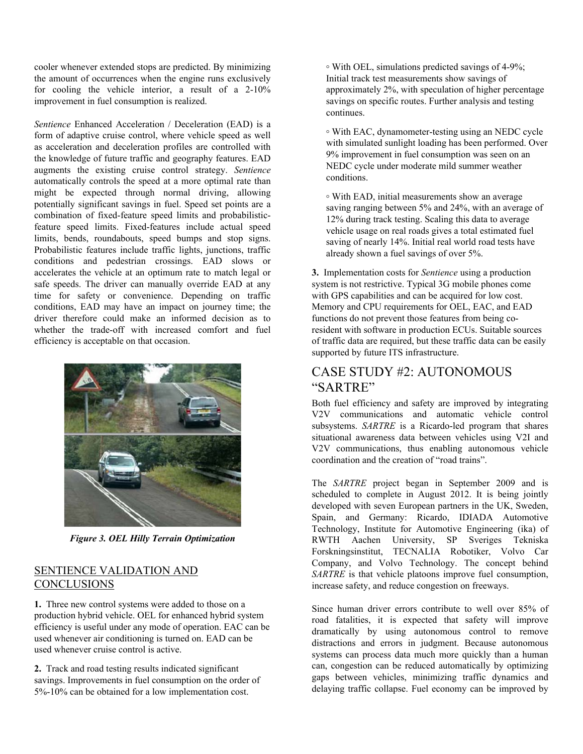cooler whenever extended stops are predicted. By minimizing the amount of occurrences when the engine runs exclusively for cooling the vehicle interior, a result of a 2-10% improvement in fuel consumption is realized.

*Sentience* Enhanced Acceleration / Deceleration (EAD) is a form of adaptive cruise control, where vehicle speed as well as acceleration and deceleration profiles are controlled with the knowledge of future traffic and geography features. EAD augments the existing cruise control strategy. *Sentience* automatically controls the speed at a more optimal rate than might be expected through normal driving, allowing potentially significant savings in fuel. Speed set points are a combination of fixed-feature speed limits and probabilistic-feature speed limits. Fixed-features include actual speed limits, bends, roundabouts, speed bumps and stop signs. Probabilistic features include traffic lights, junctions, traffic conditions and pedestrian crossings. EAD slows or accelerates the vehicle at an optimum rate to match legal or safe speeds. The driver can manually override EAD at any time for safety or convenience. Depending on traffic conditions, EAD may have an impact on journey time; the driver therefore could make an informed decision as to whether the trade-off with increased comfort and fuel efficiency is acceptable on that occasion.

***Figure 3. OEL Hilly Terrain Optimization***

## SENTIENCE VALIDATION AND CONCLUSIONS

**1.** Three new control systems were added to those on a production hybrid vehicle. OEL for enhanced hybrid system efficiency is useful under any mode of operation. EAC can be used whenever air conditioning is turned on. EAD can be used whenever cruise control is active.

**2.** Track and road testing results indicated significant savings. Improvements in fuel consumption on the order of 5%-10% can be obtained for a low implementation cost.

- With OEL, simulations predicted savings of 4-9%; Initial track test measurements show savings of approximately 2%, with speculation of higher percentage savings on specific routes. Further analysis and testing continues.
- With EAC, dynamometer-testing using an NEDC cycle with simulated sunlight loading has been performed. Over 9% improvement in fuel consumption was seen on an NEDC cycle under moderate mild summer weather conditions.
- With EAD, initial measurements show an average saving ranging between 5% and 24%, with an average of 12% during track testing. Scaling this data to average vehicle usage on real roads gives a total estimated fuel saving of nearly 14%. Initial real world road tests have already shown a fuel savings of over 5%.

**3.** Implementation costs for *Sentience* using a production system is not restrictive. Typical 3G mobile phones come with GPS capabilities and can be acquired for low cost. Memory and CPU requirements for OEL, EAC, and EAD functions do not prevent those features from being co-resident with software in production ECUs. Suitable sources of traffic data are required, but these traffic data can be easily supported by future ITS infrastructure.

## CASE STUDY #2: AUTONOMOUS "SARTRE"

Both fuel efficiency and safety are improved by integrating V2V communications and automatic vehicle control subsystems. *SARTRE* is a Ricardo-led program that shares situational awareness data between vehicles using V2I and V2V communications, thus enabling autonomous vehicle coordination and the creation of "road trains".

The *SARTRE* project began in September 2009 and is scheduled to complete in August 2012. It is being jointly developed with seven European partners in the UK, Sweden, Spain, and Germany: Ricardo, IDIADA Automotive Technology, Institute for Automotive Engineering (ika) of RWTH Aachen University, SP Sveriges Tekniska Forskningsinstitut, TECNALIA Robotiker, Volvo Car Company, and Volvo Technology. The concept behind *SARTRE* is that vehicle platoons improve fuel consumption, increase safety, and reduce congestion on freeways.

Since human driver errors contribute to well over 85% of road fatalities, it is expected that safety will improve dramatically by using autonomous control to remove distractions and errors in judgment. Because autonomous systems can process data much more quickly than a human can, congestion can be reduced automatically by optimizing gaps between vehicles, minimizing traffic dynamics and delaying traffic collapse. Fuel economy can be improved by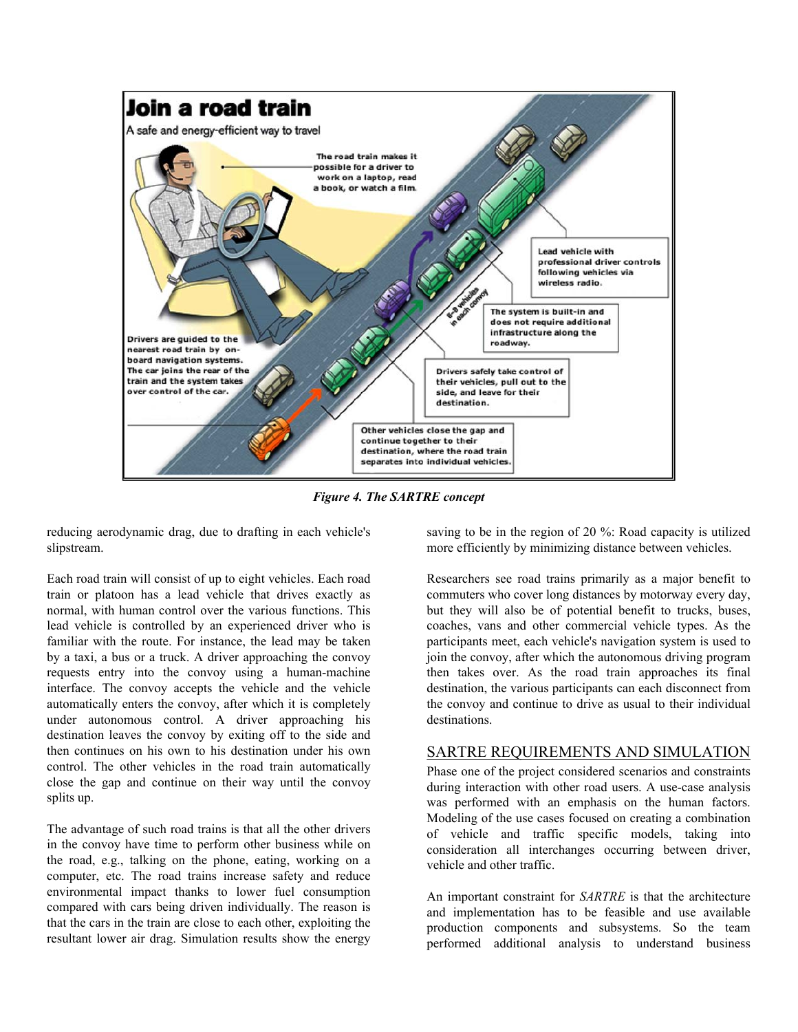Join a road train

A safe and energy-efficient way to travel

The road train makes it possible for a driver to work on a laptop, read a book, or watch a film.

Lead vehicle with professional driver controls following vehicles via wireless radio.

6-8 vehicles in each convoy

The system is built-in and does not require additional infrastructure along the roadway.

Drivers are guided to the nearest road train by on-board navigation systems. The car joins the rear of the train and the system takes over control of the car.

Drivers safely take control of their vehicles, pull out to the side, and leave for their destination.

Other vehicles close the gap and continue together to their destination, where the road train separates into individual vehicles.

***Figure 4. The SARTRE concept***

reducing aerodynamic drag, due to drafting in each vehicle's slipstream.

Each road train will consist of up to eight vehicles. Each road train or platoon has a lead vehicle that drives exactly as normal, with human control over the various functions. This lead vehicle is controlled by an experienced driver who is familiar with the route. For instance, the lead may be taken by a taxi, a bus or a truck. A driver approaching the convoy requests entry into the convoy using a human-machine interface. The convoy accepts the vehicle and the vehicle automatically enters the convoy, after which it is completely under autonomous control. A driver approaching his destination leaves the convoy by exiting off to the side and then continues on his own to his destination under his own control. The other vehicles in the road train automatically close the gap and continue on their way until the convoy splits up.

The advantage of such road trains is that all the other drivers in the convoy have time to perform other business while on the road, e.g., talking on the phone, eating, working on a computer, etc. The road trains increase safety and reduce environmental impact thanks to lower fuel consumption compared with cars being driven individually. The reason is that the cars in the train are close to each other, exploiting the resultant lower air drag. Simulation results show the energy saving to be in the region of 20 %: Road capacity is utilized more efficiently by minimizing distance between vehicles.

Researchers see road trains primarily as a major benefit to commuters who cover long distances by motorway every day, but they will also be of potential benefit to trucks, buses, coaches, vans and other commercial vehicle types. As the participants meet, each vehicle's navigation system is used to join the convoy, after which the autonomous driving program then takes over. As the road train approaches its final destination, the various participants can each disconnect from the convoy and continue to drive as usual to their individual destinations.

## SARTRE REQUIREMENTS AND SIMULATION

Phase one of the project considered scenarios and constraints during interaction with other road users. A use-case analysis was performed with an emphasis on the human factors. Modeling of the use cases focused on creating a combination of vehicle and traffic specific models, taking into consideration all interchanges occurring between driver, vehicle and other traffic.

An important constraint for *SARTRE* is that the architecture and implementation has to be feasible and use available production components and subsystems. So the team performed additional analysis to understand business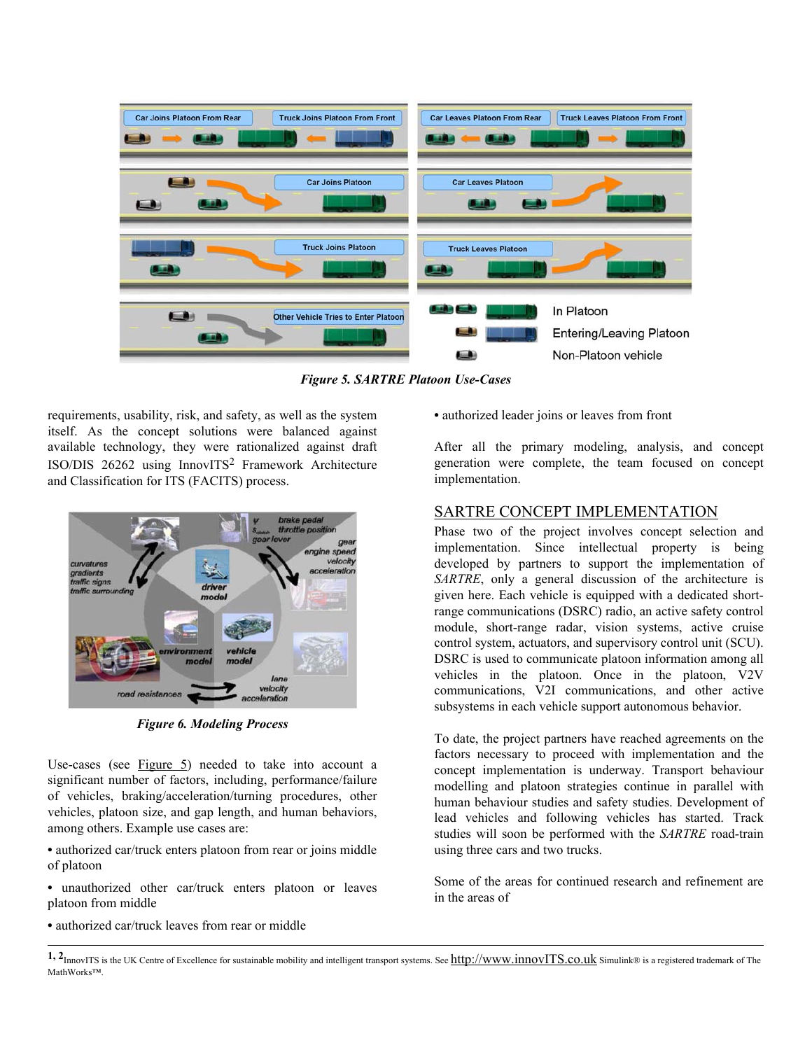*Figure 5. SARTRE Platoon Use-Cases*

requirements, usability, risk, and safety, as well as the system itself. As the concept solutions were balanced against available technology, they were rationalized against draft ISO/DIS 26262 using InnovITS[2] Framework Architecture and Classification for ITS (FACITS) process.

*Figure 6. Modeling Process*

Use-cases (see Figure 5) needed to take into account a significant number of factors, including, performance/failure of vehicles, braking/acceleration/turning procedures, other vehicles, platoon size, and gap length, and human behaviors, among others. Example use cases are:

- authorized car/truck enters platoon from rear or joins middle of platoon
- unauthorized other car/truck enters platoon or leaves platoon from middle
- authorized car/truck leaves from rear or middle
- authorized leader joins or leaves from front

After all the primary modeling, analysis, and concept generation were complete, the team focused on concept implementation.

## SARTRE CONCEPT IMPLEMENTATION

Phase two of the project involves concept selection and implementation. Since intellectual property is being developed by partners to support the implementation of *SARTRE*, only a general discussion of the architecture is given here. Each vehicle is equipped with a dedicated short-range communications (DSRC) radio, an active safety control module, short-range radar, vision systems, active cruise control system, actuators, and supervisory control unit (SCU). DSRC is used to communicate platoon information among all vehicles in the platoon. Once in the platoon, V2V communications, V2I communications, and other active subsystems in each vehicle support autonomous behavior.

To date, the project partners have reached agreements on the factors necessary to proceed with implementation and the concept implementation is underway. Transport behaviour modelling and platoon strategies continue in parallel with human behaviour studies and safety studies. Development of lead vehicles and following vehicles has started. Track studies will soon be performed with the *SARTRE* road-train using three cars and two trucks.

Some of the areas for continued research and refinement are in the areas of

---

[1, 2] InnovITS is the UK Centre of Excellence for sustainable mobility and intelligent transport systems. See http://www.innovITS.co.uk Simulink® is a registered trademark of The MathWorks™.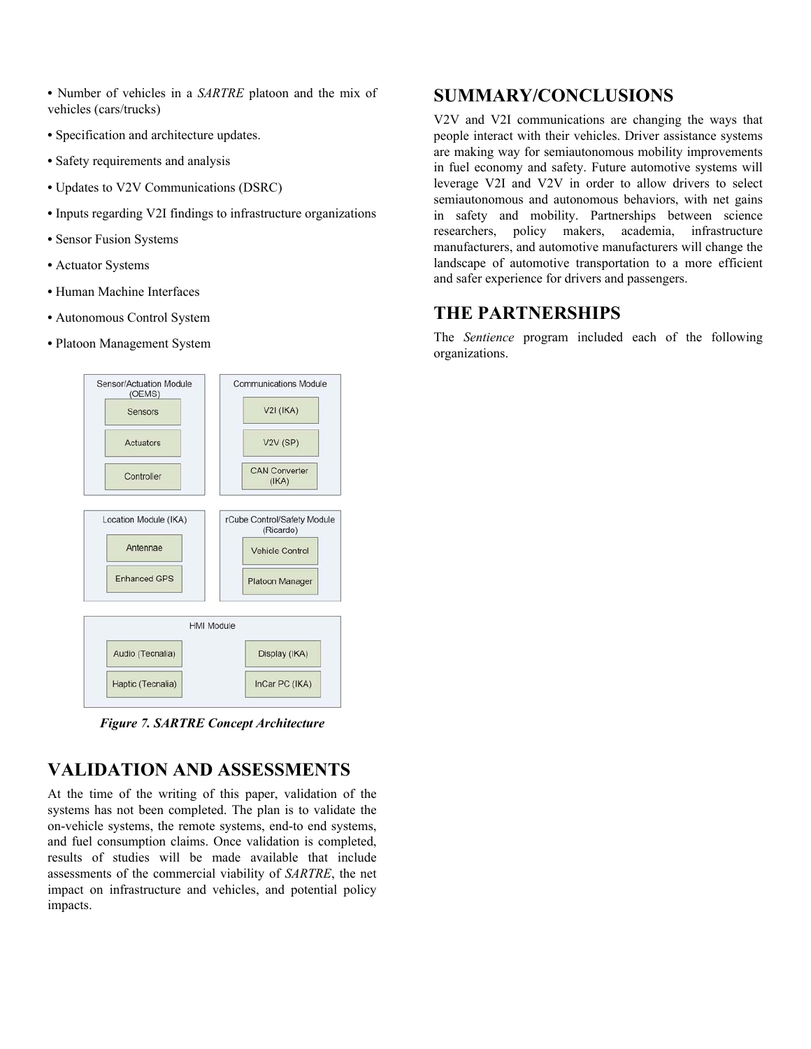- Number of vehicles in a *SARTRE* platoon and the mix of vehicles (cars/trucks)
- Specification and architecture updates.
- Safety requirements and analysis
- Updates to V2V Communications (DSRC)
- Inputs regarding V2I findings to infrastructure organizations
- Sensor Fusion Systems
- Actuator Systems
- Human Machine Interfaces
- Autonomous Control System
- Platoon Management System

Sensor/Actuation Module (OEMS): Sensors, Actuators, Controller

Communications Module: V2I (IKA), V2V (SP), CAN Converter (IKA)

Location Module (IKA): Antennae, Enhanced GPS

rCube Control/Safety Module (Ricardo): Vehicle Control, Platoon Manager

HMI Module: Audio (Tecnalia), Haptic (Tecnalia), Display (IKA), InCar PC (IKA)

***Figure 7. SARTRE Concept Architecture***

## VALIDATION AND ASSESSMENTS

At the time of the writing of this paper, validation of the systems has not been completed. The plan is to validate the on-vehicle systems, the remote systems, end-to end systems, and fuel consumption claims. Once validation is completed, results of studies will be made available that include assessments of the commercial viability of *SARTRE*, the net impact on infrastructure and vehicles, and potential policy impacts.

## SUMMARY/CONCLUSIONS

V2V and V2I communications are changing the ways that people interact with their vehicles. Driver assistance systems are making way for semiautonomous mobility improvements in fuel economy and safety. Future automotive systems will leverage V2I and V2V in order to allow drivers to select semiautonomous and autonomous behaviors, with net gains in safety and mobility. Partnerships between science researchers, policy makers, academia, infrastructure manufacturers, and automotive manufacturers will change the landscape of automotive transportation to a more efficient and safer experience for drivers and passengers.

## THE PARTNERSHIPS

The *Sentience* program included each of the following organizations.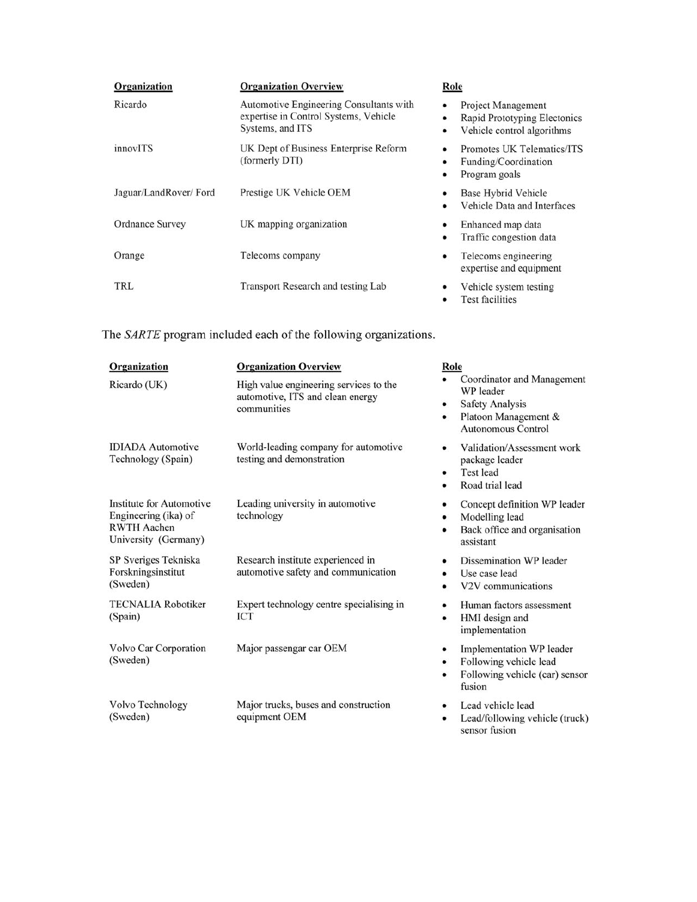| Organization | Organization Overview | Role |
|---|---|---|
| Ricardo | Automotive Engineering Consultants with expertise in Control Systems, Vehicle Systems, and ITS | • Project Management<br>• Rapid Prototyping Electonics<br>• Vehicle control algorithms |
| innovITS | UK Dept of Business Enterprise Reform (formerly DTI) | • Promotes UK Telematics/ITS<br>• Funding/Coordination<br>• Program goals |
| Jaguar/LandRover/ Ford | Prestige UK Vehicle OEM | • Base Hybrid Vehicle<br>• Vehicle Data and Interfaces |
| Ordnance Survey | UK mapping organization | • Enhanced map data<br>• Traffic congestion data |
| Orange | Telecoms company | • Telecoms engineering expertise and equipment |
| TRL | Transport Research and testing Lab | • Vehicle system testing<br>• Test facilities |

The *SARTE* program included each of the following organizations.

| Organization | Organization Overview | Role |
|---|---|---|
| Ricardo (UK) | High value engineering services to the automotive, ITS and clean energy communities | • Coordinator and Management WP leader<br>• Safety Analysis<br>• Platoon Management & Autonomous Control |
| IDIADA Automotive Technology (Spain) | World-leading company for automotive testing and demonstration | • Validation/Assessment work package leader<br>• Test lead<br>• Road trial lead |
| Institute for Automotive Engineering (ika) of RWTH Aachen University (Germany) | Leading university in automotive technology | • Concept definition WP leader<br>• Modelling lead<br>• Back office and organisation assistant |
| SP Sveriges Tekniska Forskningsinstitut (Sweden) | Research institute experienced in automotive safety and communication | • Dissemination WP leader<br>• Use case lead<br>• V2V communications |
| TECNALIA Robotiker (Spain) | Expert technology centre specialising in ICT | • Human factors assessment<br>• HMI design and implementation |
| Volvo Car Corporation (Sweden) | Major passengar car OEM | • Implementation WP leader<br>• Following vehicle lead<br>• Following vehicle (car) sensor fusion |
| Volvo Technology (Sweden) | Major trucks, buses and construction equipment OEM | • Lead vehicle lead<br>• Lead/following vehicle (truck) sensor fusion |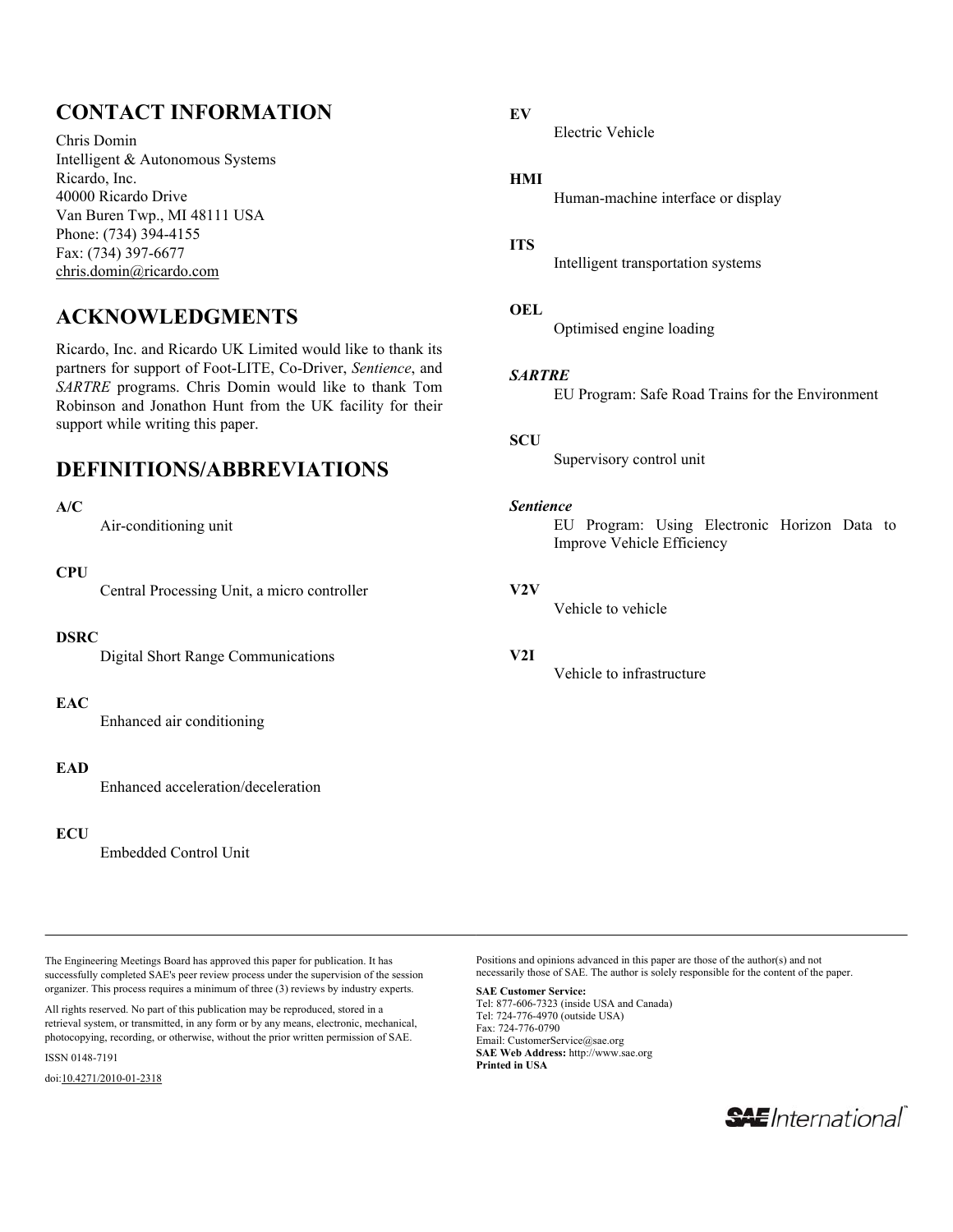## CONTACT INFORMATION

Chris Domin
Intelligent & Autonomous Systems
Ricardo, Inc.
40000 Ricardo Drive
Van Buren Twp., MI 48111 USA
Phone: (734) 394-4155
Fax: (734) 397-6677
chris.domin@ricardo.com

## ACKNOWLEDGMENTS

Ricardo, Inc. and Ricardo UK Limited would like to thank its partners for support of Foot-LITE, Co-Driver, *Sentience*, and *SARTRE* programs. Chris Domin would like to thank Tom Robinson and Jonathon Hunt from the UK facility for their support while writing this paper.

## DEFINITIONS/ABBREVIATIONS

**A/C**
Air-conditioning unit

**CPU**
Central Processing Unit, a micro controller

**DSRC**
Digital Short Range Communications

**EAC**
Enhanced air conditioning

**EAD**
Enhanced acceleration/deceleration

**ECU**
Embedded Control Unit

**EV**
Electric Vehicle

**HMI**
Human-machine interface or display

**ITS**
Intelligent transportation systems

**OEL**
Optimised engine loading

***SARTRE***
EU Program: Safe Road Trains for the Environment

**SCU**
Supervisory control unit

***Sentience***
EU Program: Using Electronic Horizon Data to Improve Vehicle Efficiency

**V2V**
Vehicle to vehicle

**V2I**
Vehicle to infrastructure

---

The Engineering Meetings Board has approved this paper for publication. It has successfully completed SAE's peer review process under the supervision of the session organizer. This process requires a minimum of three (3) reviews by industry experts.

All rights reserved. No part of this publication may be reproduced, stored in a retrieval system, or transmitted, in any form or by any means, electronic, mechanical, photocopying, recording, or otherwise, without the prior written permission of SAE.

ISSN 0148-7191

doi:10.4271/2010-01-2318

Positions and opinions advanced in this paper are those of the author(s) and not necessarily those of SAE. The author is solely responsible for the content of the paper.

**SAE Customer Service:**
Tel: 877-606-7323 (inside USA and Canada)
Tel: 724-776-4970 (outside USA)
Fax: 724-776-0790
Email: CustomerService@sae.org
**SAE Web Address:** http://www.sae.org
**Printed in USA**

SAE International™